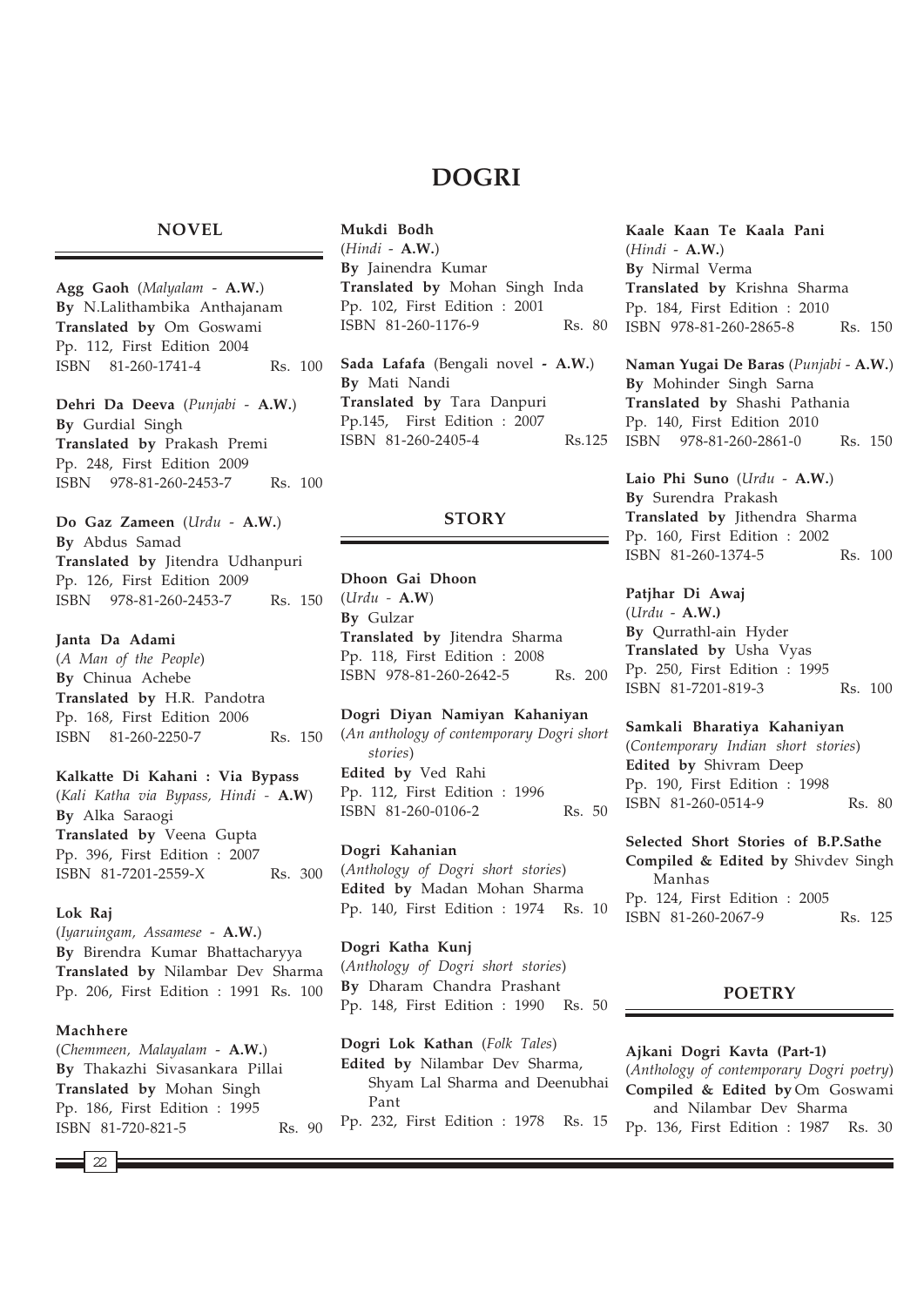# DOGRI

## NOVEL

**Agg Gaoh** (*Malyalam* - **A.W.**)
**By** N.Lalithambika Anthajanam
**Translated by** Om Goswami
Pp. 112, First Edition 2004
ISBN 81-260-1741-4 Rs. 100

**Dehri Da Deeva** (*Punjabi* - **A.W.**)
**By** Gurdial Singh
**Translated by** Prakash Premi
Pp. 248, First Edition 2009
ISBN 978-81-260-2453-7 Rs. 100

**Do Gaz Zameen** (*Urdu* - **A.W.**)
**By** Abdus Samad
**Translated by** Jitendra Udhanpuri
Pp. 126, First Edition 2009
ISBN 978-81-260-2453-7 Rs. 150

**Janta Da Adami**
(*A Man of the People*)
**By** Chinua Achebe
**Translated by** H.R. Pandotra
Pp. 168, First Edition 2006
ISBN 81-260-2250-7 Rs. 150

**Kalkatte Di Kahani : Via Bypass**
(*Kali Katha via Bypass, Hindi* - **A.W**)
**By** Alka Saraogi
**Translated by** Veena Gupta
Pp. 396, First Edition : 2007
ISBN 81-7201-2559-X Rs. 300

**Lok Raj**
(*Iyaruingam, Assamese* - **A.W.**)
**By** Birendra Kumar Bhattacharyya
**Translated by** Nilambar Dev Sharma
Pp. 206, First Edition : 1991 Rs. 100

**Machhere**
(*Chemmeen, Malayalam* - **A.W.**)
**By** Thakazhi Sivasankara Pillai
**Translated by** Mohan Singh
Pp. 186, First Edition : 1995
ISBN 81-720-821-5 Rs. 90

**Mukdi Bodh**
(*Hindi* - **A.W.**)
**By** Jainendra Kumar
**Translated by** Mohan Singh Inda
Pp. 102, First Edition : 2001
ISBN 81-260-1176-9 Rs. 80

**Sada Lafafa** (Bengali novel **- A.W.**)
**By** Mati Nandi
**Translated by** Tara Danpuri
Pp.145, First Edition : 2007
ISBN 81-260-2405-4 Rs.125

## STORY

**Dhoon Gai Dhoon**
(*Urdu* - **A.W**)
**By** Gulzar
**Translated by** Jitendra Sharma
Pp. 118, First Edition : 2008
ISBN 978-81-260-2642-5 Rs. 200

**Dogri Diyan Namiyan Kahaniyan**
(*An anthology of contemporary Dogri short stories*)
**Edited by** Ved Rahi
Pp. 112, First Edition : 1996
ISBN 81-260-0106-2 Rs. 50

**Dogri Kahanian**
(*Anthology of Dogri short stories*)
**Edited by** Madan Mohan Sharma
Pp. 140, First Edition : 1974 Rs. 10

**Dogri Katha Kunj**
(*Anthology of Dogri short stories*)
**By** Dharam Chandra Prashant
Pp. 148, First Edition : 1990 Rs. 50

**Dogri Lok Kathan** (*Folk Tales*)
**Edited by** Nilambar Dev Sharma, Shyam Lal Sharma and Deenubhai Pant
Pp. 232, First Edition : 1978 Rs. 15

**Kaale Kaan Te Kaala Pani**
(*Hindi* - **A.W.**)
**By** Nirmal Verma
**Translated by** Krishna Sharma
Pp. 184, First Edition : 2010
ISBN 978-81-260-2865-8 Rs. 150

**Naman Yugai De Baras** (*Punjabi* - **A.W.**)
**By** Mohinder Singh Sarna
**Translated by** Shashi Pathania
Pp. 140, First Edition 2010
ISBN 978-81-260-2861-0 Rs. 150

**Laio Phi Suno** (*Urdu* - **A.W.**)
**By** Surendra Prakash
**Translated by** Jithendra Sharma
Pp. 160, First Edition : 2002
ISBN 81-260-1374-5 Rs. 100

**Patjhar Di Awaj**
(*Urdu* - **A.W.)**
**By** Qurrathl-ain Hyder
**Translated by** Usha Vyas
Pp. 250, First Edition : 1995
ISBN 81-7201-819-3 Rs. 100

**Samkali Bharatiya Kahaniyan**
(*Contemporary Indian short stories*)
**Edited by** Shivram Deep
Pp. 190, First Edition : 1998
ISBN 81-260-0514-9 Rs. 80

**Selected Short Stories of B.P.Sathe**
**Compiled & Edited by** Shivdev Singh Manhas
Pp. 124, First Edition : 2005
ISBN 81-260-2067-9 Rs. 125

## POETRY

**Ajkani Dogri Kavta (Part-1)**
(*Anthology of contemporary Dogri poetry*)
**Compiled & Edited by** Om Goswami and Nilambar Dev Sharma
Pp. 136, First Edition : 1987 Rs. 30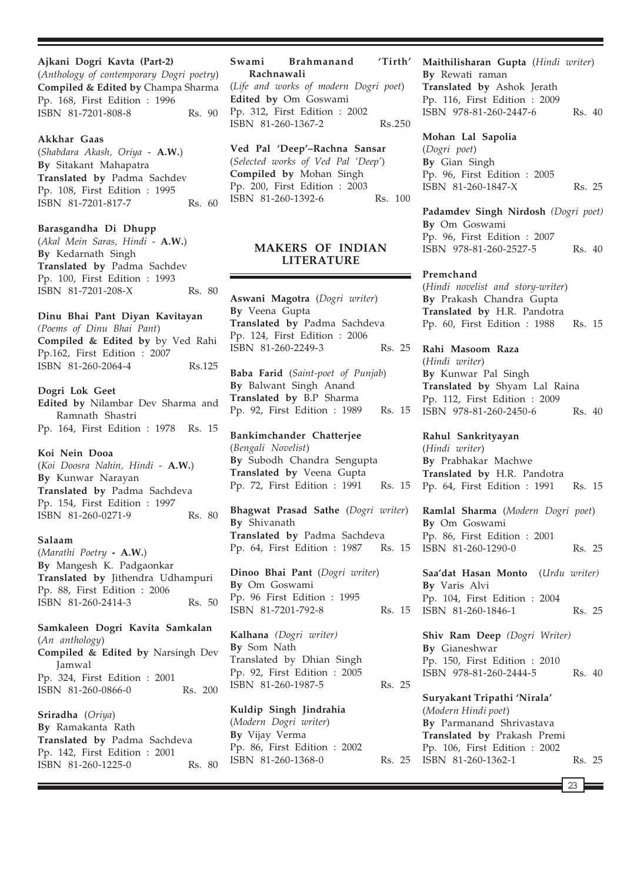**Ajkani Dogri Kavta (Part-2)**
(*Anthology of contemporary Dogri poetry*)
**Compiled & Edited by** Champa Sharma
Pp. 168, First Edition : 1996
ISBN 81-7201-808-8 Rs. 90

**Akkhar Gaas**
(*Shabdara Akash, Oriya* - **A.W.**)
**By** Sitakant Mahapatra
**Translated by** Padma Sachdev
Pp. 108, First Edition : 1995
ISBN 81-7201-817-7 Rs. 60

**Barasgandha Di Dhupp**
(*Akal Mein Saras, Hindi* - **A.W.**)
**By** Kedarnath Singh
**Translated by** Padma Sachdev
Pp. 100, First Edition : 1993
ISBN 81-7201-208-X Rs. 80

**Dinu Bhai Pant Diyan Kavitayan**
*(Poems of Dinu Bhai Pant*)
**Compiled & Edited by** by Ved Rahi
Pp.162, First Edition : 2007
ISBN 81-260-2064-4 Rs.125

**Dogri Lok Geet**
**Edited by** Nilambar Dev Sharma and Ramnath Shastri
Pp. 164, First Edition : 1978 Rs. 15

**Koi Nein Dooa**
(*Koi Doosra Nahin, Hindi* - **A.W.**)
**By** Kunwar Narayan
**Translated by** Padma Sachdeva
Pp. 154, First Edition : 1997
ISBN 81-260-0271-9 Rs. 80

**Salaam**
(*Marathi Poetry* **- A.W.**)
**By** Mangesh K. Padgaonkar
**Translated by** Jithendra Udhampuri
Pp. 88, First Edition : 2006
ISBN 81-260-2414-3 Rs. 50

**Samkaleen Dogri Kavita Samkalan**
(*An anthology*)
**Compiled & Edited by** Narsingh Dev Jamwal
Pp. 324, First Edition : 2001
ISBN 81-260-0866-0 Rs. 200

**Sriradha** (*Oriya*)
**By** Ramakanta Rath
**Translated by** Padma Sachdeva
Pp. 142, First Edition : 2001
ISBN 81-260-1225-0 Rs. 80

**Swami Brahmanand 'Tirth' Rachnawali**
(*Life and works of modern Dogri poet*)
**Edited by** Om Goswami
Pp. 312, First Edition : 2002
ISBN 81-260-1367-2 Rs.250

**Ved Pal 'Deep'–Rachna Sansar**
(*Selected works of Ved Pal 'Deep'*)
**Compiled by** Mohan Singh
Pp. 200, First Edition : 2003
ISBN 81-260-1392-6 Rs. 100

## MAKERS OF INDIAN LITERATURE

**Aswani Magotra** (*Dogri writer*)
**By** Veena Gupta
**Translated by** Padma Sachdeva
Pp. 124, First Edition : 2006
ISBN 81-260-2249-3 Rs. 25

**Baba Farid** (*Saint-poet of Punjab*)
**By** Balwant Singh Anand
**Translated by** B.P Sharma
Pp. 92, First Edition : 1989 Rs. 15

**Bankimchander Chatterjee**
(*Bengali Novelist*)
**By** Subodh Chandra Sengupta
**Translated by** Veena Gupta
Pp. 72, First Edition : 1991 Rs. 15

**Bhagwat Prasad Sathe** (*Dogri writer*)
**By** Shivanath
**Translated by** Padma Sachdeva
Pp. 64, First Edition : 1987 Rs. 15

**Dinoo Bhai Pant** (*Dogri writer*)
**By** Om Goswami
Pp. 96 First Edition : 1995
ISBN 81-7201-792-8 Rs. 15

**Kalhana** *(Dogri writer)*
**By** Som Nath
Translated by Dhian Singh
Pp. 92, First Edition : 2005
ISBN 81-260-1987-5 Rs. 25

**Kuldip Singh Jindrahia**
(*Modern Dogri writer*)
**By** Vijay Verma
Pp. 86, First Edition : 2002
ISBN 81-260-1368-0 Rs. 25

**Maithilisharan Gupta** (*Hindi writer*)
**By** Rewati raman
**Translated by** Ashok Jerath
Pp. 116, First Edition : 2009
ISBN 978-81-260-2447-6 Rs. 40

**Mohan Lal Sapolia**
(*Dogri poet*)
**By** Gian Singh
Pp. 96, First Edition : 2005
ISBN 81-260-1847-X Rs. 25

**Padamdev Singh Nirdosh** *(Dogri poet)*
**By** Om Goswami
Pp. 96, First Edition : 2007
ISBN 978-81-260-2527-5 Rs. 40

**Premchand**
(*Hindi novelist and story-writer*)
**By** Prakash Chandra Gupta
**Translated by** H.R. Pandotra
Pp. 60, First Edition : 1988 Rs. 15

**Rahi Masoom Raza**
(*Hindi writer*)
**By** Kunwar Pal Singh
**Translated by** Shyam Lal Raina
Pp. 112, First Edition : 2009
ISBN 978-81-260-2450-6 Rs. 40

**Rahul Sankrityayan**
(*Hindi writer*)
**By** Prabhakar Machwe
**Translated by** H.R. Pandotra
Pp. 64, First Edition : 1991 Rs. 15

**Ramlal Sharma** (*Modern Dogri poet*)
**By** Om Goswami
Pp. 86, First Edition : 2001
ISBN 81-260-1290-0 Rs. 25

**Saa'dat Hasan Monto** (*Urdu writer)*
**By** Varis Alvi
Pp. 104, First Edition : 2004
ISBN 81-260-1846-1 Rs. 25

**Shiv Ram Deep** *(Dogri Writer)*
**By** Gianeshwar
Pp. 150, First Edition : 2010
ISBN 978-81-260-2444-5 Rs. 40

**Suryakant Tripathi 'Nirala'**
(*Modern Hindi poet*)
**By** Parmanand Shrivastava
**Translated by** Prakash Premi
Pp. 106, First Edition : 2002
ISBN 81-260-1362-1 Rs. 25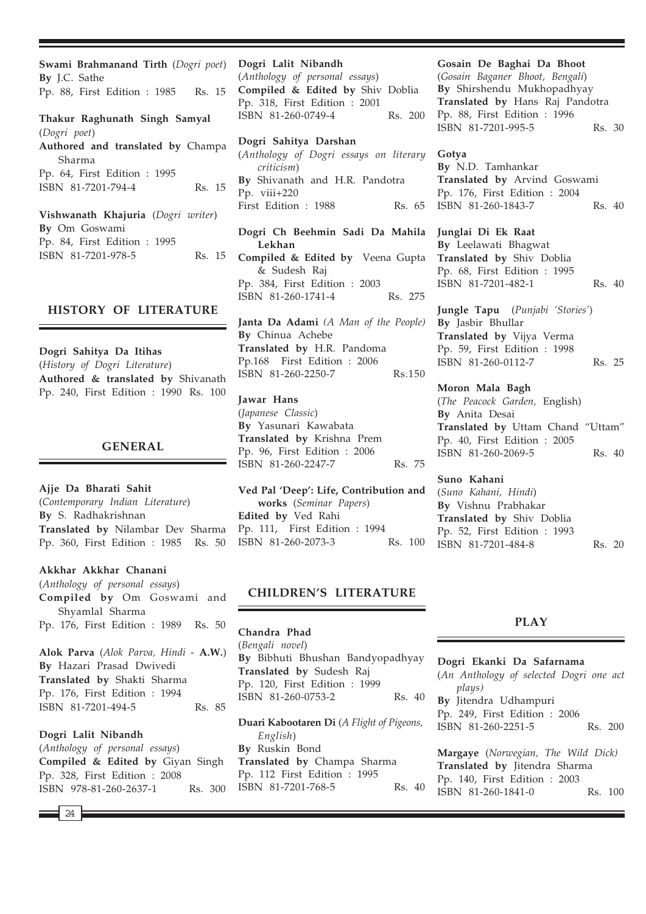**Swami Brahmanand Tirth** (*Dogri poet*)
**By** J.C. Sathe
Pp. 88, First Edition : 1985 Rs. 15

**Thakur Raghunath Singh Samyal** (*Dogri poet*)
**Authored and translated by** Champa Sharma
Pp. 64, First Edition : 1995
ISBN 81-7201-794-4 Rs. 15

**Vishwanath Khajuria** (*Dogri writer*)
**By** Om Goswami
Pp. 84, First Edition : 1995
ISBN 81-7201-978-5 Rs. 15

## HISTORY OF LITERATURE

**Dogri Sahitya Da Itihas**
(*History of Dogri Literature*)
**Authored & translated by** Shivanath
Pp. 240, First Edition : 1990 Rs. 100

## GENERAL

**Ajje Da Bharati Sahit**
(*Contemporary Indian Literature*)
**By** S. Radhakrishnan
**Translated by** Nilambar Dev Sharma
Pp. 360, First Edition : 1985 Rs. 50

**Akkhar Akkhar Chanani**
(*Anthology of personal essays*)
**Compiled by** Om Goswami and Shyamlal Sharma
Pp. 176, First Edition : 1989 Rs. 50

**Alok Parva** (*Alok Parva, Hindi* - **A.W.**)
**By** Hazari Prasad Dwivedi
**Translated by** Shakti Sharma
Pp. 176, First Edition : 1994
ISBN 81-7201-494-5 Rs. 85

**Dogri Lalit Nibandh**
(*Anthology of personal essays*)
**Compiled & Edited by** Giyan Singh
Pp. 328, First Edition : 2008
ISBN 978-81-260-2637-1 Rs. 300

**Dogri Lalit Nibandh**
(*Anthology of personal essays*)
**Compiled & Edited by** Shiv Doblia
Pp. 318, First Edition : 2001
ISBN 81-260-0749-4 Rs. 200

**Dogri Sahitya Darshan**
(*Anthology of Dogri essays on literary criticism*)
**By** Shivanath and H.R. Pandotra
Pp. viii+220
First Edition : 1988 Rs. 65

**Dogri Ch Beehmin Sadi Da Mahila Lekhan**
**Compiled & Edited by** Veena Gupta & Sudesh Raj
Pp. 384, First Edition : 2003
ISBN 81-260-1741-4 Rs. 275

**Janta Da Adami** *(A Man of the People)*
**By** Chinua Achebe
**Translated by** H.R. Pandoma
Pp.168 First Edition : 2006
ISBN 81-260-2250-7 Rs.150

**Jawar Hans**
(*Japanese Classic*)
**By** Yasunari Kawabata
**Translated by** Krishna Prem
Pp. 96, First Edition : 2006
ISBN 81-260-2247-7 Rs. 75

**Ved Pal 'Deep': Life, Contribution and works** (*Seminar Papers*)
**Edited by** Ved Rahi
Pp. 111, First Edition : 1994
ISBN 81-260-2073-3 Rs. 100

## CHILDREN'S LITERATURE

**Chandra Phad**
(*Bengali novel*)
**By** Bibhuti Bhushan Bandyopadhyay
**Translated by** Sudesh Raj
Pp. 120, First Edition : 1999
ISBN 81-260-0753-2 Rs. 40

**Duari Kabootaren Di** (*A Flight of Pigeons, English*)
**By** Ruskin Bond
**Translated by** Champa Sharma
Pp. 112 First Edition : 1995
ISBN 81-7201-768-5 Rs. 40

**Gosain De Baghai Da Bhoot**
(*Gosain Baganer Bhoot, Bengali*)
**By** Shirshendu Mukhopadhyay
**Translated by** Hans Raj Pandotra
Pp. 88, First Edition : 1996
ISBN 81-7201-995-5 Rs. 30

**Gotya**
**By** N.D. Tamhankar
**Translated by** Arvind Goswami
Pp. 176, First Edition : 2004
ISBN 81-260-1843-7 Rs. 40

**Junglai Di Ek Raat**
**By** Leelawati Bhagwat
**Translated by** Shiv Doblia
Pp. 68, First Edition : 1995
ISBN 81-7201-482-1 Rs. 40

**Jungle Tapu** (*Punjabi 'Stories'*)
**By** Jasbir Bhullar
**Translated by** Vijya Verma
Pp. 59, First Edition : 1998
ISBN 81-260-0112-7 Rs. 25

**Moron Mala Bagh**
(*The Peacock Garden,* English)
**By** Anita Desai
**Translated by** Uttam Chand "Uttam"
Pp. 40, First Edition : 2005
ISBN 81-260-2069-5 Rs. 40

**Suno Kahani**
(*Suno Kahani, Hindi*)
**By** Vishnu Prabhakar
**Translated by** Shiv Doblia
Pp. 52, First Edition : 1993
ISBN 81-7201-484-8 Rs. 20

## PLAY

**Dogri Ekanki Da Safarnama**
(*An Anthology of selected Dogri one act plays)*
**By** Jitendra Udhampuri
Pp. 249, First Edition : 2006
ISBN 81-260-2251-5 Rs. 200

**Margaye** (*Norwegian, The Wild Dick)*
**Translated by** Jitendra Sharma
Pp. 140, First Edition : 2003
ISBN 81-260-1841-0 Rs. 100